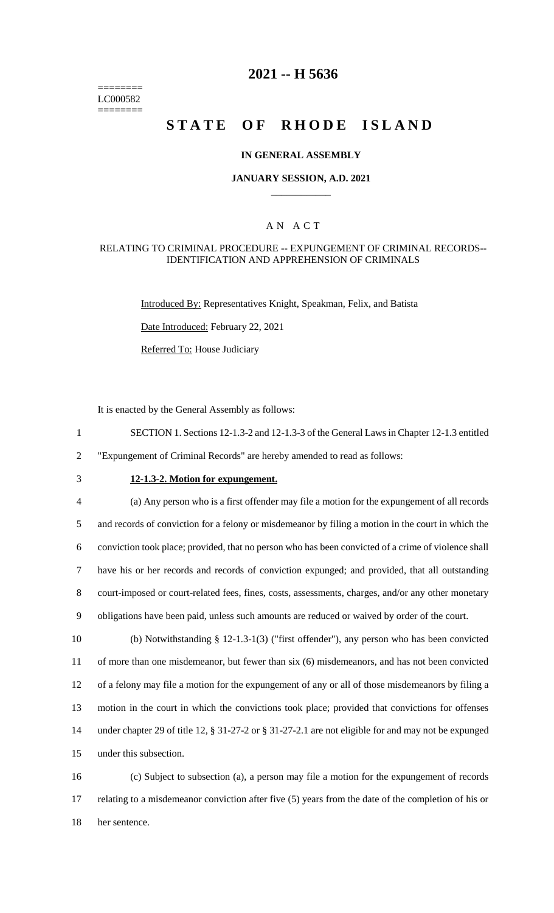========
LC000582
========

# 2021 -- H 5636

# STATE OF RHODE ISLAND

## IN GENERAL ASSEMBLY

### JANUARY SESSION, A.D. 2021

### A N A C T

#### RELATING TO CRIMINAL PROCEDURE -- EXPUNGEMENT OF CRIMINAL RECORDS-- IDENTIFICATION AND APPREHENSION OF CRIMINALS

Introduced By: Representatives Knight, Speakman, Felix, and Batista

Date Introduced: February 22, 2021

Referred To: House Judiciary

It is enacted by the General Assembly as follows:

1 SECTION 1. Sections 12-1.3-2 and 12-1.3-3 of the General Laws in Chapter 12-1.3 entitled
2 "Expungement of Criminal Records" are hereby amended to read as follows:

3 **12-1.3-2. Motion for expungement.**

4 (a) Any person who is a first offender may file a motion for the expungement of all records
5 and records of conviction for a felony or misdemeanor by filing a motion in the court in which the
6 conviction took place; provided, that no person who has been convicted of a crime of violence shall
7 have his or her records and records of conviction expunged; and provided, that all outstanding
8 court-imposed or court-related fees, fines, costs, assessments, charges, and/or any other monetary
9 obligations have been paid, unless such amounts are reduced or waived by order of the court.

10 (b) Notwithstanding § 12-1.3-1(3) ("first offender"), any person who has been convicted
11 of more than one misdemeanor, but fewer than six (6) misdemeanors, and has not been convicted
12 of a felony may file a motion for the expungement of any or all of those misdemeanors by filing a
13 motion in the court in which the convictions took place; provided that convictions for offenses
14 under chapter 29 of title 12, § 31-27-2 or § 31-27-2.1 are not eligible for and may not be expunged
15 under this subsection.

16 (c) Subject to subsection (a), a person may file a motion for the expungement of records
17 relating to a misdemeanor conviction after five (5) years from the date of the completion of his or
18 her sentence.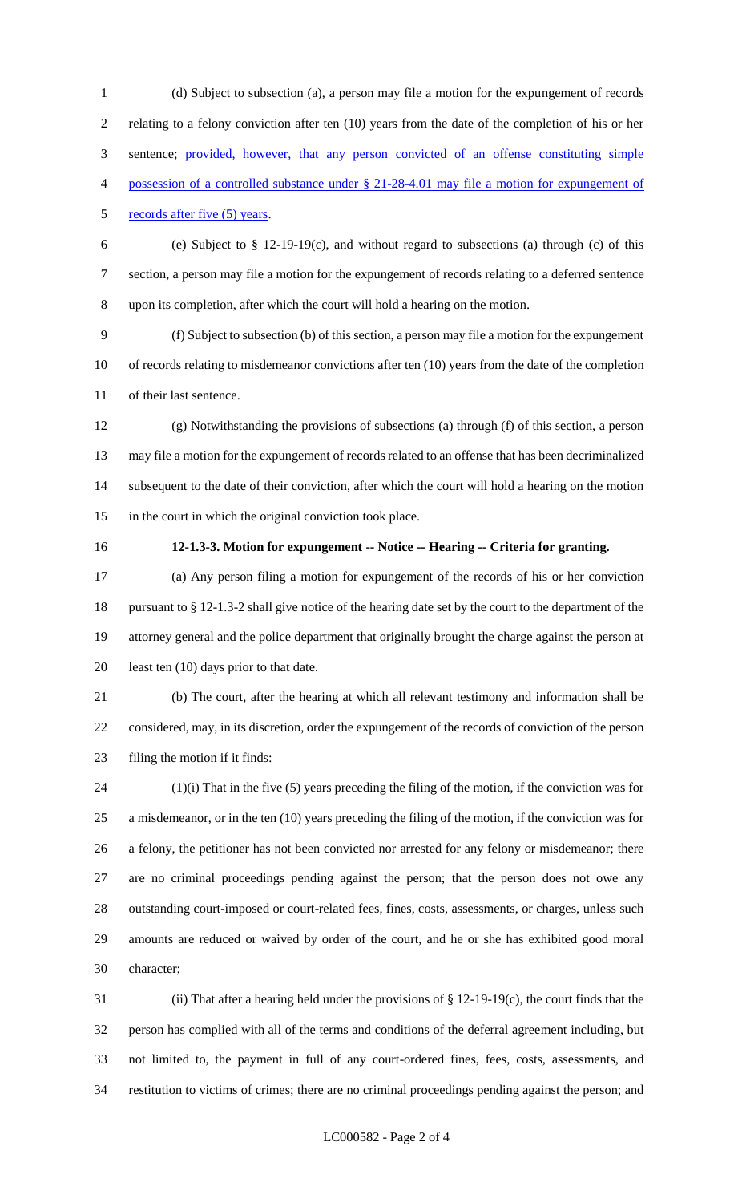(d) Subject to subsection (a), a person may file a motion for the expungement of records relating to a felony conviction after ten (10) years from the date of the completion of his or her sentence; provided, however, that any person convicted of an offense constituting simple possession of a controlled substance under § 21-28-4.01 may file a motion for expungement of records after five (5) years.

(e) Subject to § 12-19-19(c), and without regard to subsections (a) through (c) of this section, a person may file a motion for the expungement of records relating to a deferred sentence upon its completion, after which the court will hold a hearing on the motion.

(f) Subject to subsection (b) of this section, a person may file a motion for the expungement of records relating to misdemeanor convictions after ten (10) years from the date of the completion of their last sentence.

(g) Notwithstanding the provisions of subsections (a) through (f) of this section, a person may file a motion for the expungement of records related to an offense that has been decriminalized subsequent to the date of their conviction, after which the court will hold a hearing on the motion in the court in which the original conviction took place.

**12-1.3-3. Motion for expungement -- Notice -- Hearing -- Criteria for granting.**

(a) Any person filing a motion for expungement of the records of his or her conviction pursuant to § 12-1.3-2 shall give notice of the hearing date set by the court to the department of the attorney general and the police department that originally brought the charge against the person at least ten (10) days prior to that date.

(b) The court, after the hearing at which all relevant testimony and information shall be considered, may, in its discretion, order the expungement of the records of conviction of the person filing the motion if it finds:

(1)(i) That in the five (5) years preceding the filing of the motion, if the conviction was for a misdemeanor, or in the ten (10) years preceding the filing of the motion, if the conviction was for a felony, the petitioner has not been convicted nor arrested for any felony or misdemeanor; there are no criminal proceedings pending against the person; that the person does not owe any outstanding court-imposed or court-related fees, fines, costs, assessments, or charges, unless such amounts are reduced or waived by order of the court, and he or she has exhibited good moral character;

(ii) That after a hearing held under the provisions of § 12-19-19(c), the court finds that the person has complied with all of the terms and conditions of the deferral agreement including, but not limited to, the payment in full of any court-ordered fines, fees, costs, assessments, and restitution to victims of crimes; there are no criminal proceedings pending against the person; and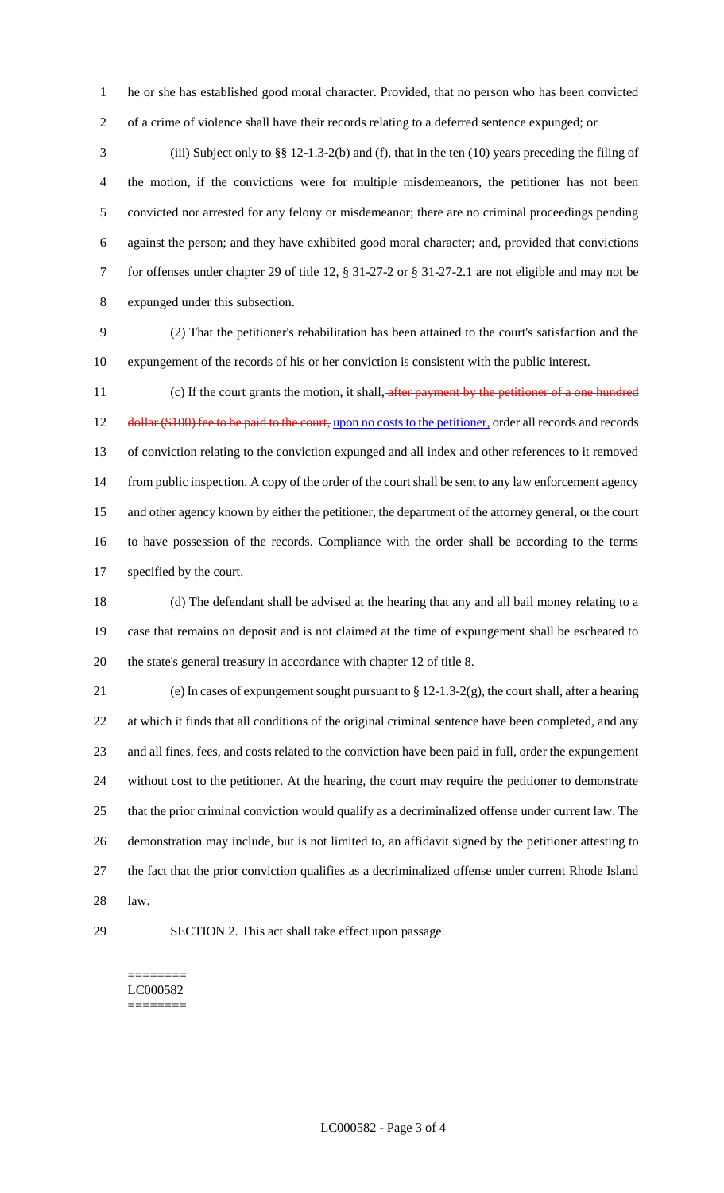he or she has established good moral character. Provided, that no person who has been convicted of a crime of violence shall have their records relating to a deferred sentence expunged; or

(iii) Subject only to §§ 12-1.3-2(b) and (f), that in the ten (10) years preceding the filing of the motion, if the convictions were for multiple misdemeanors, the petitioner has not been convicted nor arrested for any felony or misdemeanor; there are no criminal proceedings pending against the person; and they have exhibited good moral character; and, provided that convictions for offenses under chapter 29 of title 12, § 31-27-2 or § 31-27-2.1 are not eligible and may not be expunged under this subsection.

(2) That the petitioner's rehabilitation has been attained to the court's satisfaction and the expungement of the records of his or her conviction is consistent with the public interest.

(c) If the court grants the motion, it shall, ~~after payment by the petitioner of a one hundred dollar ($100) fee to be paid to the court,~~ upon no costs to the petitioner, order all records and records of conviction relating to the conviction expunged and all index and other references to it removed from public inspection. A copy of the order of the court shall be sent to any law enforcement agency and other agency known by either the petitioner, the department of the attorney general, or the court to have possession of the records. Compliance with the order shall be according to the terms specified by the court.

(d) The defendant shall be advised at the hearing that any and all bail money relating to a case that remains on deposit and is not claimed at the time of expungement shall be escheated to the state's general treasury in accordance with chapter 12 of title 8.

(e) In cases of expungement sought pursuant to § 12-1.3-2(g), the court shall, after a hearing at which it finds that all conditions of the original criminal sentence have been completed, and any and all fines, fees, and costs related to the conviction have been paid in full, order the expungement without cost to the petitioner. At the hearing, the court may require the petitioner to demonstrate that the prior criminal conviction would qualify as a decriminalized offense under current law. The demonstration may include, but is not limited to, an affidavit signed by the petitioner attesting to the fact that the prior conviction qualifies as a decriminalized offense under current Rhode Island law.

SECTION 2. This act shall take effect upon passage.

========
LC000582
========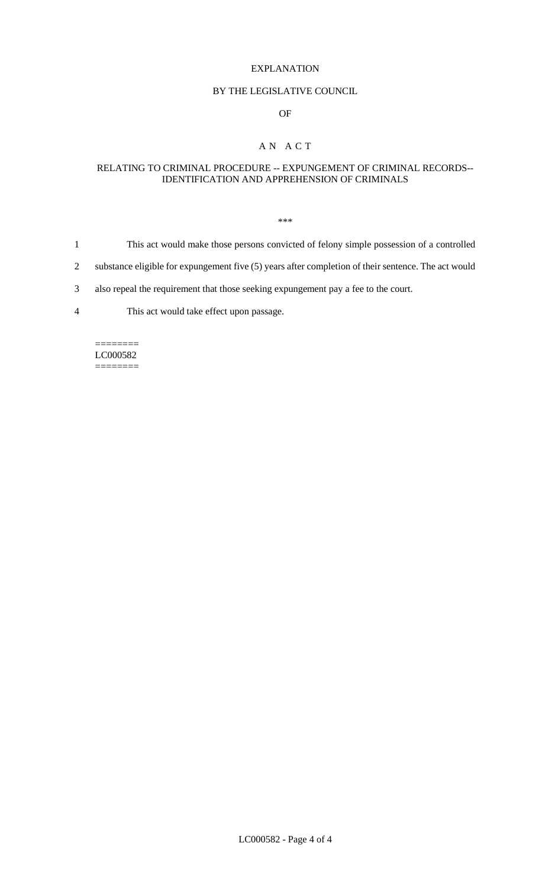EXPLANATION

BY THE LEGISLATIVE COUNCIL

OF

A N A C T

RELATING TO CRIMINAL PROCEDURE -- EXPUNGEMENT OF CRIMINAL RECORDS-- IDENTIFICATION AND APPREHENSION OF CRIMINALS

\*\*\*

1 This act would make those persons convicted of felony simple possession of a controlled
2 substance eligible for expungement five (5) years after completion of their sentence. The act would
3 also repeal the requirement that those seeking expungement pay a fee to the court.
4 This act would take effect upon passage.

========
LC000582
========